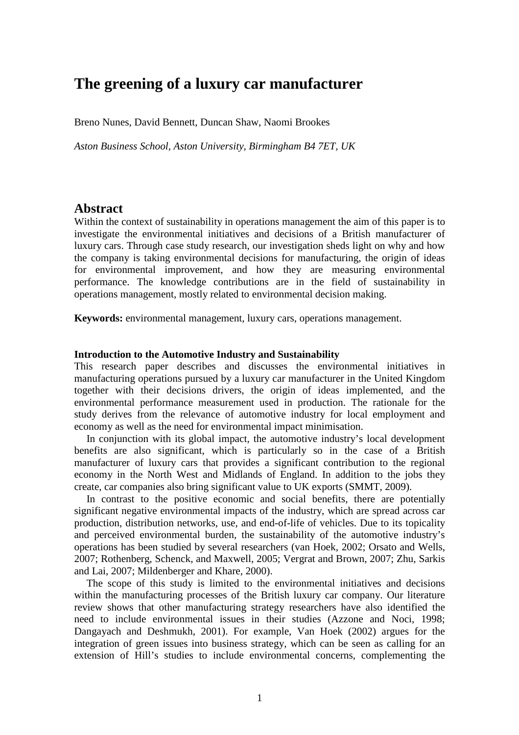# The greening of a luxury car manufacturer

Breno Nunes, David Bennett, Duncan Shaw, Naomi Brookes

*Aston Business School, Aston University, Birmingham B4 7ET, UK*

## Abstract

Within the context of sustainability in operations management the aim of this paper is to investigate the environmental initiatives and decisions of a British manufacturer of luxury cars. Through case study research, our investigation sheds light on why and how the company is taking environmental decisions for manufacturing, the origin of ideas for environmental improvement, and how they are measuring environmental performance. The knowledge contributions are in the field of sustainability in operations management, mostly related to environmental decision making.

**Keywords:** environmental management, luxury cars, operations management.

### Introduction to the Automotive Industry and Sustainability

This research paper describes and discusses the environmental initiatives in manufacturing operations pursued by a luxury car manufacturer in the United Kingdom together with their decisions drivers, the origin of ideas implemented, and the environmental performance measurement used in production. The rationale for the study derives from the relevance of automotive industry for local employment and economy as well as the need for environmental impact minimisation.

In conjunction with its global impact, the automotive industry's local development benefits are also significant, which is particularly so in the case of a British manufacturer of luxury cars that provides a significant contribution to the regional economy in the North West and Midlands of England. In addition to the jobs they create, car companies also bring significant value to UK exports (SMMT, 2009).

In contrast to the positive economic and social benefits, there are potentially significant negative environmental impacts of the industry, which are spread across car production, distribution networks, use, and end-of-life of vehicles. Due to its topicality and perceived environmental burden, the sustainability of the automotive industry's operations has been studied by several researchers (van Hoek, 2002; Orsato and Wells, 2007; Rothenberg, Schenck, and Maxwell, 2005; Vergrat and Brown, 2007; Zhu, Sarkis and Lai, 2007; Mildenberger and Khare, 2000).

The scope of this study is limited to the environmental initiatives and decisions within the manufacturing processes of the British luxury car company. Our literature review shows that other manufacturing strategy researchers have also identified the need to include environmental issues in their studies (Azzone and Noci, 1998; Dangayach and Deshmukh, 2001). For example, Van Hoek (2002) argues for the integration of green issues into business strategy, which can be seen as calling for an extension of Hill's studies to include environmental concerns, complementing the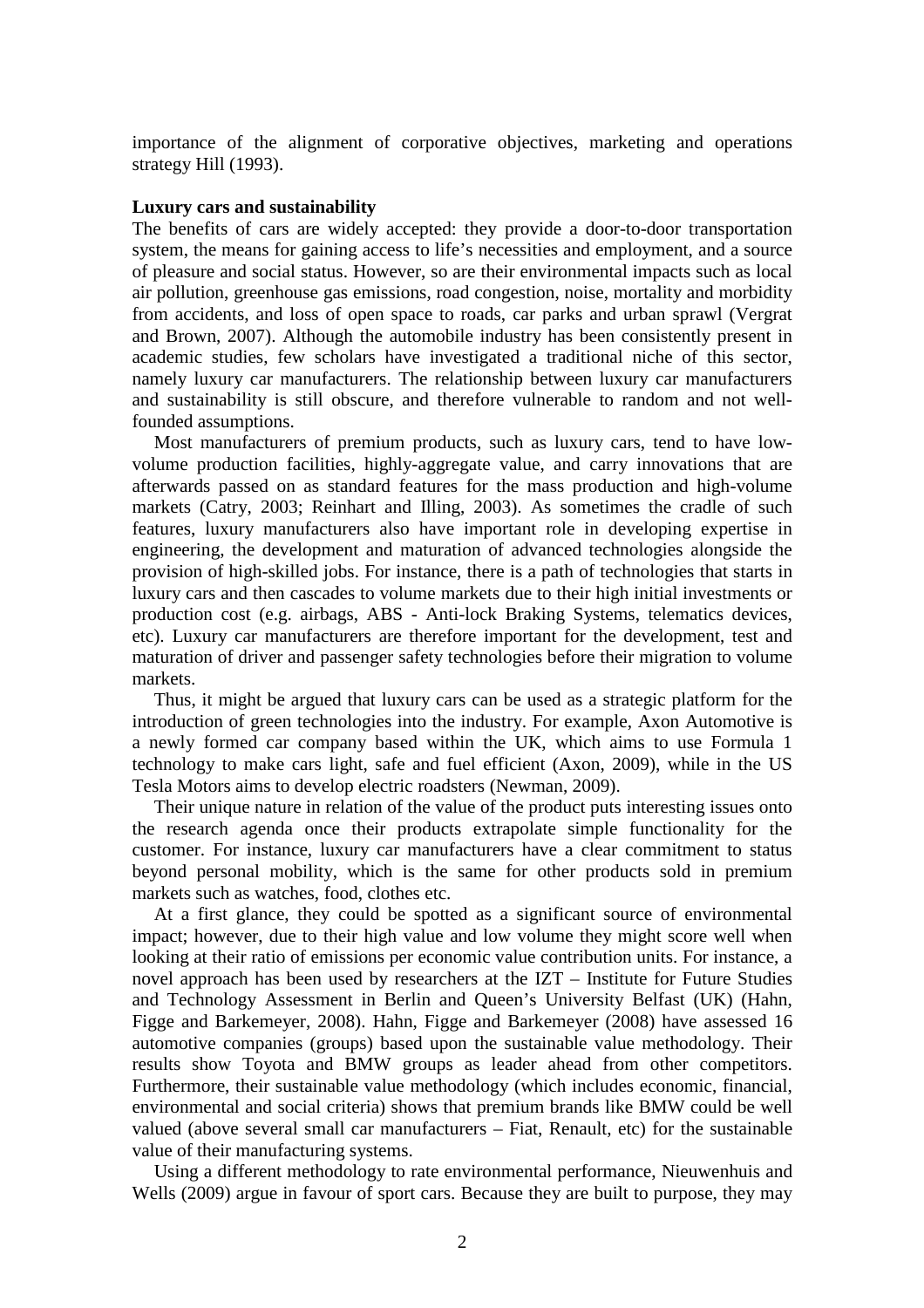importance of the alignment of corporative objectives, marketing and operations strategy Hill (1993).

**Luxury cars and sustainability**

The benefits of cars are widely accepted: they provide a door-to-door transportation system, the means for gaining access to life's necessities and employment, and a source of pleasure and social status. However, so are their environmental impacts such as local air pollution, greenhouse gas emissions, road congestion, noise, mortality and morbidity from accidents, and loss of open space to roads, car parks and urban sprawl (Vergrat and Brown, 2007). Although the automobile industry has been consistently present in academic studies, few scholars have investigated a traditional niche of this sector, namely luxury car manufacturers. The relationship between luxury car manufacturers and sustainability is still obscure, and therefore vulnerable to random and not well-founded assumptions.

Most manufacturers of premium products, such as luxury cars, tend to have low-volume production facilities, highly-aggregate value, and carry innovations that are afterwards passed on as standard features for the mass production and high-volume markets (Catry, 2003; Reinhart and Illing, 2003). As sometimes the cradle of such features, luxury manufacturers also have important role in developing expertise in engineering, the development and maturation of advanced technologies alongside the provision of high-skilled jobs. For instance, there is a path of technologies that starts in luxury cars and then cascades to volume markets due to their high initial investments or production cost (e.g. airbags, ABS - Anti-lock Braking Systems, telematics devices, etc). Luxury car manufacturers are therefore important for the development, test and maturation of driver and passenger safety technologies before their migration to volume markets.

Thus, it might be argued that luxury cars can be used as a strategic platform for the introduction of green technologies into the industry. For example, Axon Automotive is a newly formed car company based within the UK, which aims to use Formula 1 technology to make cars light, safe and fuel efficient (Axon, 2009), while in the US Tesla Motors aims to develop electric roadsters (Newman, 2009).

Their unique nature in relation of the value of the product puts interesting issues onto the research agenda once their products extrapolate simple functionality for the customer. For instance, luxury car manufacturers have a clear commitment to status beyond personal mobility, which is the same for other products sold in premium markets such as watches, food, clothes etc.

At a first glance, they could be spotted as a significant source of environmental impact; however, due to their high value and low volume they might score well when looking at their ratio of emissions per economic value contribution units. For instance, a novel approach has been used by researchers at the IZT – Institute for Future Studies and Technology Assessment in Berlin and Queen's University Belfast (UK) (Hahn, Figge and Barkemeyer, 2008). Hahn, Figge and Barkemeyer (2008) have assessed 16 automotive companies (groups) based upon the sustainable value methodology. Their results show Toyota and BMW groups as leader ahead from other competitors. Furthermore, their sustainable value methodology (which includes economic, financial, environmental and social criteria) shows that premium brands like BMW could be well valued (above several small car manufacturers – Fiat, Renault, etc) for the sustainable value of their manufacturing systems.

Using a different methodology to rate environmental performance, Nieuwenhuis and Wells (2009) argue in favour of sport cars. Because they are built to purpose, they may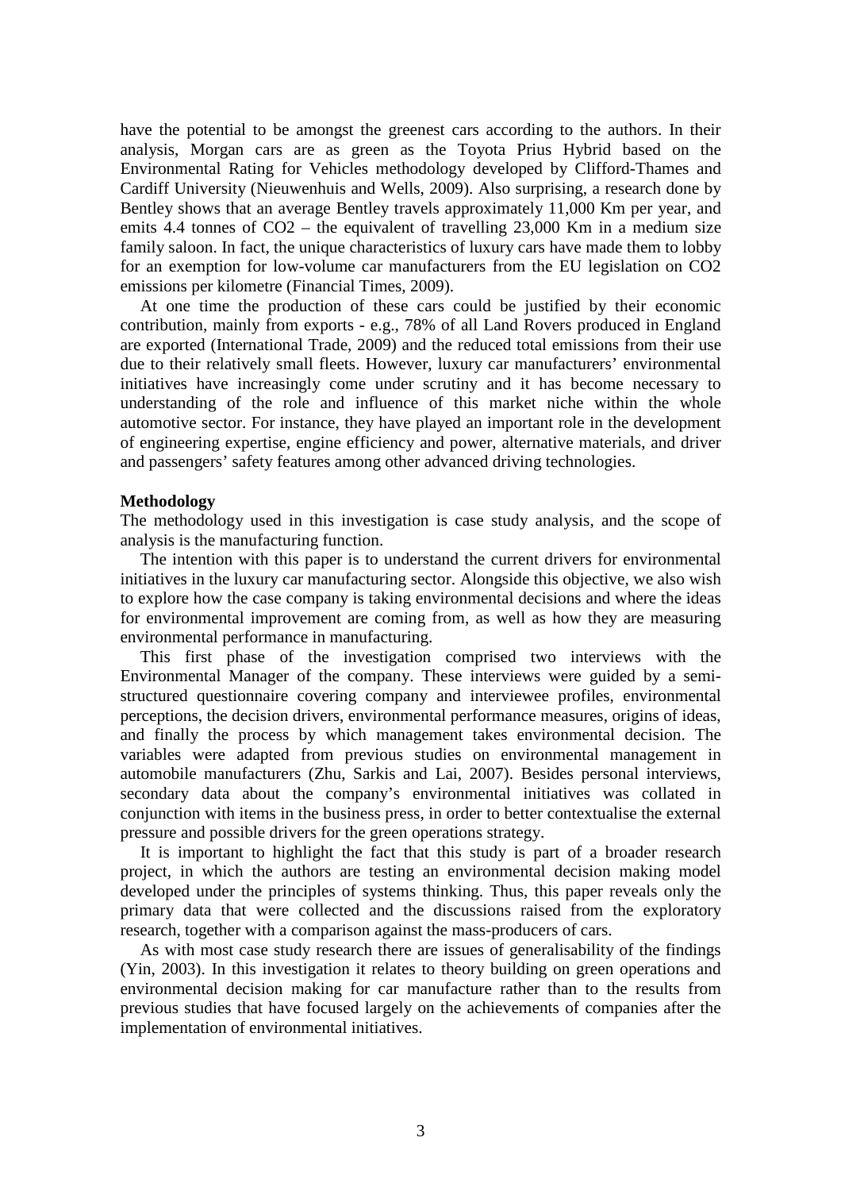have the potential to be amongst the greenest cars according to the authors. In their analysis, Morgan cars are as green as the Toyota Prius Hybrid based on the Environmental Rating for Vehicles methodology developed by Clifford-Thames and Cardiff University (Nieuwenhuis and Wells, 2009). Also surprising, a research done by Bentley shows that an average Bentley travels approximately 11,000 Km per year, and emits 4.4 tonnes of $CO_2$ – the equivalent of travelling 23,000 Km in a medium size family saloon. In fact, the unique characteristics of luxury cars have made them to lobby for an exemption for low-volume car manufacturers from the EU legislation on $CO_2$ emissions per kilometre (Financial Times, 2009).

At one time the production of these cars could be justified by their economic contribution, mainly from exports - e.g., 78% of all Land Rovers produced in England are exported (International Trade, 2009) and the reduced total emissions from their use due to their relatively small fleets. However, luxury car manufacturers' environmental initiatives have increasingly come under scrutiny and it has become necessary to understanding of the role and influence of this market niche within the whole automotive sector. For instance, they have played an important role in the development of engineering expertise, engine efficiency and power, alternative materials, and driver and passengers' safety features among other advanced driving technologies.

**Methodology**

The methodology used in this investigation is case study analysis, and the scope of analysis is the manufacturing function.

The intention with this paper is to understand the current drivers for environmental initiatives in the luxury car manufacturing sector. Alongside this objective, we also wish to explore how the case company is taking environmental decisions and where the ideas for environmental improvement are coming from, as well as how they are measuring environmental performance in manufacturing.

This first phase of the investigation comprised two interviews with the Environmental Manager of the company. These interviews were guided by a semi-structured questionnaire covering company and interviewee profiles, environmental perceptions, the decision drivers, environmental performance measures, origins of ideas, and finally the process by which management takes environmental decision. The variables were adapted from previous studies on environmental management in automobile manufacturers (Zhu, Sarkis and Lai, 2007). Besides personal interviews, secondary data about the company's environmental initiatives was collated in conjunction with items in the business press, in order to better contextualise the external pressure and possible drivers for the green operations strategy.

It is important to highlight the fact that this study is part of a broader research project, in which the authors are testing an environmental decision making model developed under the principles of systems thinking. Thus, this paper reveals only the primary data that were collected and the discussions raised from the exploratory research, together with a comparison against the mass-producers of cars.

As with most case study research there are issues of generalisability of the findings (Yin, 2003). In this investigation it relates to theory building on green operations and environmental decision making for car manufacture rather than to the results from previous studies that have focused largely on the achievements of companies after the implementation of environmental initiatives.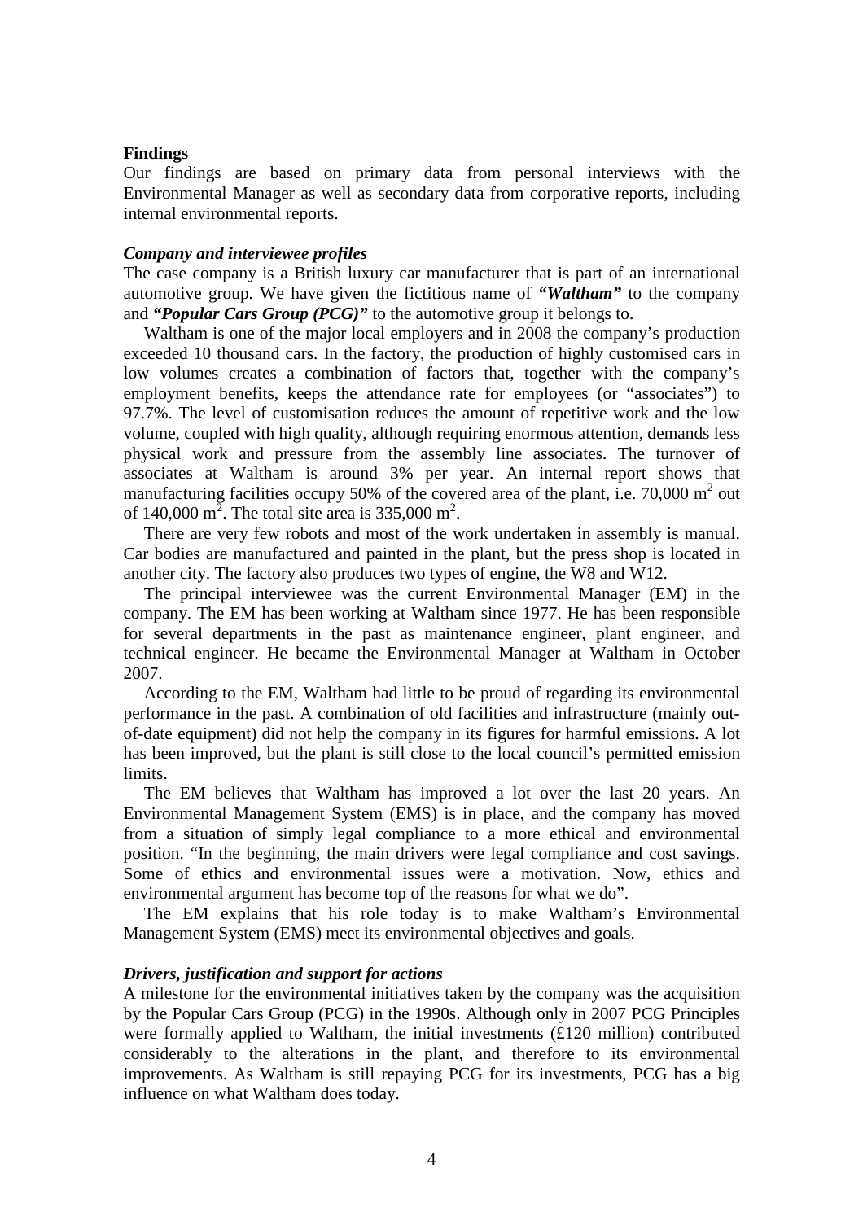## Findings

Our findings are based on primary data from personal interviews with the Environmental Manager as well as secondary data from corporative reports, including internal environmental reports.

### *Company and interviewee profiles*

The case company is a British luxury car manufacturer that is part of an international automotive group. We have given the fictitious name of ***"Waltham"*** to the company and ***"Popular Cars Group (PCG)"*** to the automotive group it belongs to.

Waltham is one of the major local employers and in 2008 the company's production exceeded 10 thousand cars. In the factory, the production of highly customised cars in low volumes creates a combination of factors that, together with the company's employment benefits, keeps the attendance rate for employees (or "associates") to 97.7%. The level of customisation reduces the amount of repetitive work and the low volume, coupled with high quality, although requiring enormous attention, demands less physical work and pressure from the assembly line associates. The turnover of associates at Waltham is around 3% per year. An internal report shows that manufacturing facilities occupy 50% of the covered area of the plant, i.e. 70,000 $m^2$ out of 140,000 $m^2$. The total site area is 335,000 $m^2$.

There are very few robots and most of the work undertaken in assembly is manual. Car bodies are manufactured and painted in the plant, but the press shop is located in another city. The factory also produces two types of engine, the W8 and W12.

The principal interviewee was the current Environmental Manager (EM) in the company. The EM has been working at Waltham since 1977. He has been responsible for several departments in the past as maintenance engineer, plant engineer, and technical engineer. He became the Environmental Manager at Waltham in October 2007.

According to the EM, Waltham had little to be proud of regarding its environmental performance in the past. A combination of old facilities and infrastructure (mainly out-of-date equipment) did not help the company in its figures for harmful emissions. A lot has been improved, but the plant is still close to the local council's permitted emission limits.

The EM believes that Waltham has improved a lot over the last 20 years. An Environmental Management System (EMS) is in place, and the company has moved from a situation of simply legal compliance to a more ethical and environmental position. "In the beginning, the main drivers were legal compliance and cost savings. Some of ethics and environmental issues were a motivation. Now, ethics and environmental argument has become top of the reasons for what we do".

The EM explains that his role today is to make Waltham's Environmental Management System (EMS) meet its environmental objectives and goals.

### *Drivers, justification and support for actions*

A milestone for the environmental initiatives taken by the company was the acquisition by the Popular Cars Group (PCG) in the 1990s. Although only in 2007 PCG Principles were formally applied to Waltham, the initial investments (£120 million) contributed considerably to the alterations in the plant, and therefore to its environmental improvements. As Waltham is still repaying PCG for its investments, PCG has a big influence on what Waltham does today.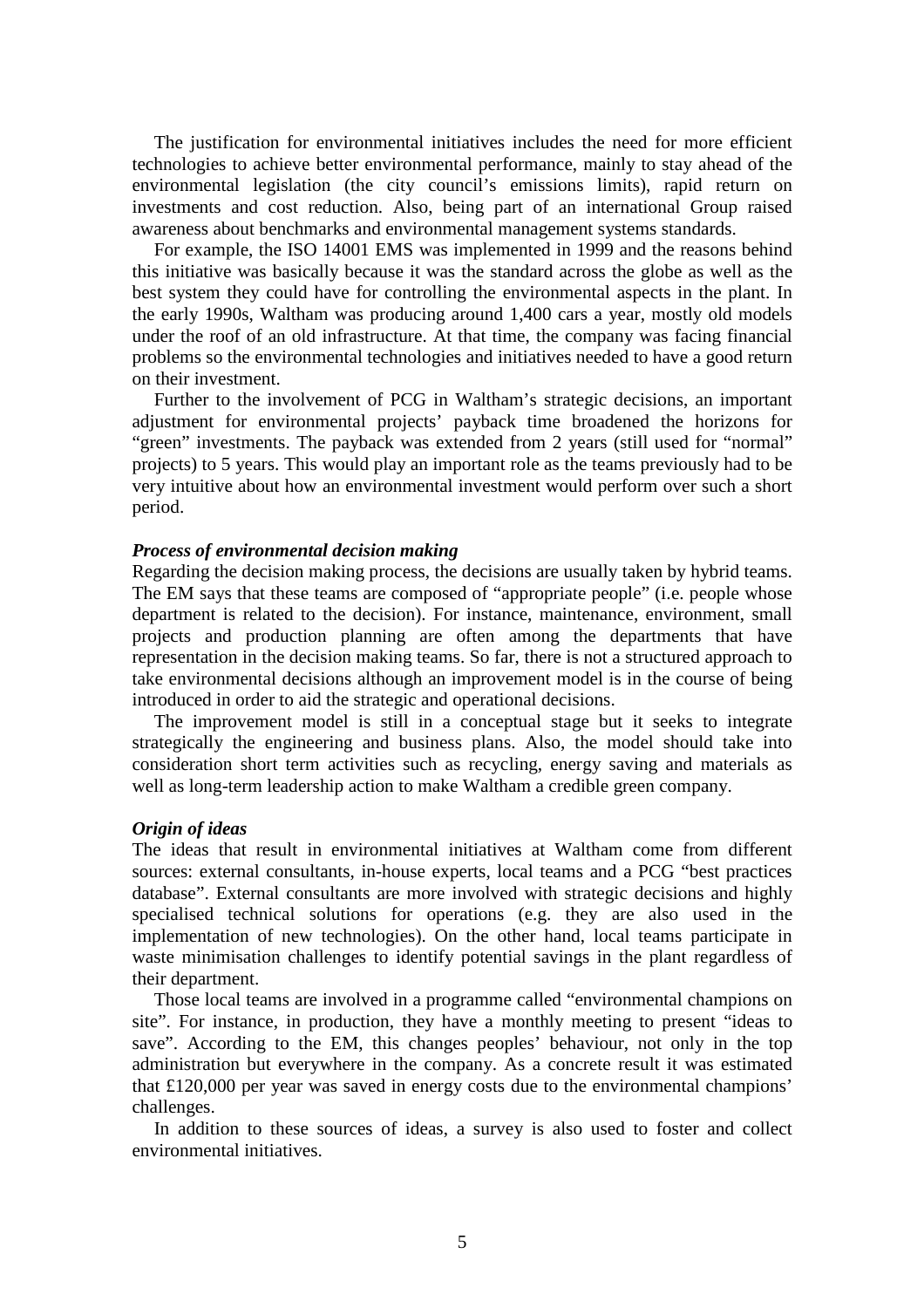The justification for environmental initiatives includes the need for more efficient technologies to achieve better environmental performance, mainly to stay ahead of the environmental legislation (the city council's emissions limits), rapid return on investments and cost reduction. Also, being part of an international Group raised awareness about benchmarks and environmental management systems standards.

For example, the ISO 14001 EMS was implemented in 1999 and the reasons behind this initiative was basically because it was the standard across the globe as well as the best system they could have for controlling the environmental aspects in the plant. In the early 1990s, Waltham was producing around 1,400 cars a year, mostly old models under the roof of an old infrastructure. At that time, the company was facing financial problems so the environmental technologies and initiatives needed to have a good return on their investment.

Further to the involvement of PCG in Waltham's strategic decisions, an important adjustment for environmental projects' payback time broadened the horizons for "green" investments. The payback was extended from 2 years (still used for "normal" projects) to 5 years. This would play an important role as the teams previously had to be very intuitive about how an environmental investment would perform over such a short period.

***Process of environmental decision making***

Regarding the decision making process, the decisions are usually taken by hybrid teams. The EM says that these teams are composed of "appropriate people" (i.e. people whose department is related to the decision). For instance, maintenance, environment, small projects and production planning are often among the departments that have representation in the decision making teams. So far, there is not a structured approach to take environmental decisions although an improvement model is in the course of being introduced in order to aid the strategic and operational decisions.

The improvement model is still in a conceptual stage but it seeks to integrate strategically the engineering and business plans. Also, the model should take into consideration short term activities such as recycling, energy saving and materials as well as long-term leadership action to make Waltham a credible green company.

***Origin of ideas***

The ideas that result in environmental initiatives at Waltham come from different sources: external consultants, in-house experts, local teams and a PCG "best practices database". External consultants are more involved with strategic decisions and highly specialised technical solutions for operations (e.g. they are also used in the implementation of new technologies). On the other hand, local teams participate in waste minimisation challenges to identify potential savings in the plant regardless of their department.

Those local teams are involved in a programme called "environmental champions on site". For instance, in production, they have a monthly meeting to present "ideas to save". According to the EM, this changes peoples' behaviour, not only in the top administration but everywhere in the company. As a concrete result it was estimated that £120,000 per year was saved in energy costs due to the environmental champions' challenges.

In addition to these sources of ideas, a survey is also used to foster and collect environmental initiatives.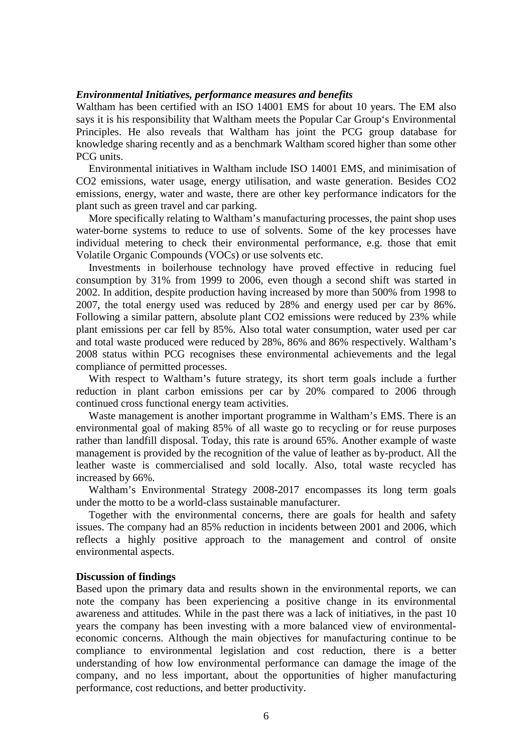### *Environmental Initiatives, performance measures and benefits*

Waltham has been certified with an ISO 14001 EMS for about 10 years. The EM also says it is his responsibility that Waltham meets the Popular Car Group's Environmental Principles. He also reveals that Waltham has joint the PCG group database for knowledge sharing recently and as a benchmark Waltham scored higher than some other PCG units.

Environmental initiatives in Waltham include ISO 14001 EMS, and minimisation of $CO_2$ emissions, water usage, energy utilisation, and waste generation. Besides $CO_2$ emissions, energy, water and waste, there are other key performance indicators for the plant such as green travel and car parking.

More specifically relating to Waltham's manufacturing processes, the paint shop uses water-borne systems to reduce to use of solvents. Some of the key processes have individual metering to check their environmental performance, e.g. those that emit Volatile Organic Compounds (VOCs) or use solvents etc.

Investments in boilerhouse technology have proved effective in reducing fuel consumption by 31% from 1999 to 2006, even though a second shift was started in 2002. In addition, despite production having increased by more than 500% from 1998 to 2007, the total energy used was reduced by 28% and energy used per car by 86%. Following a similar pattern, absolute plant $CO_2$ emissions were reduced by 23% while plant emissions per car fell by 85%. Also total water consumption, water used per car and total waste produced were reduced by 28%, 86% and 86% respectively. Waltham's 2008 status within PCG recognises these environmental achievements and the legal compliance of permitted processes.

With respect to Waltham's future strategy, its short term goals include a further reduction in plant carbon emissions per car by 20% compared to 2006 through continued cross functional energy team activities.

Waste management is another important programme in Waltham's EMS. There is an environmental goal of making 85% of all waste go to recycling or for reuse purposes rather than landfill disposal. Today, this rate is around 65%. Another example of waste management is provided by the recognition of the value of leather as by-product. All the leather waste is commercialised and sold locally. Also, total waste recycled has increased by 66%.

Waltham's Environmental Strategy 2008-2017 encompasses its long term goals under the motto to be a world-class sustainable manufacturer.

Together with the environmental concerns, there are goals for health and safety issues. The company had an 85% reduction in incidents between 2001 and 2006, which reflects a highly positive approach to the management and control of onsite environmental aspects.

## Discussion of findings

Based upon the primary data and results shown in the environmental reports, we can note the company has been experiencing a positive change in its environmental awareness and attitudes. While in the past there was a lack of initiatives, in the past 10 years the company has been investing with a more balanced view of environmental-economic concerns. Although the main objectives for manufacturing continue to be compliance to environmental legislation and cost reduction, there is a better understanding of how low environmental performance can damage the image of the company, and no less important, about the opportunities of higher manufacturing performance, cost reductions, and better productivity.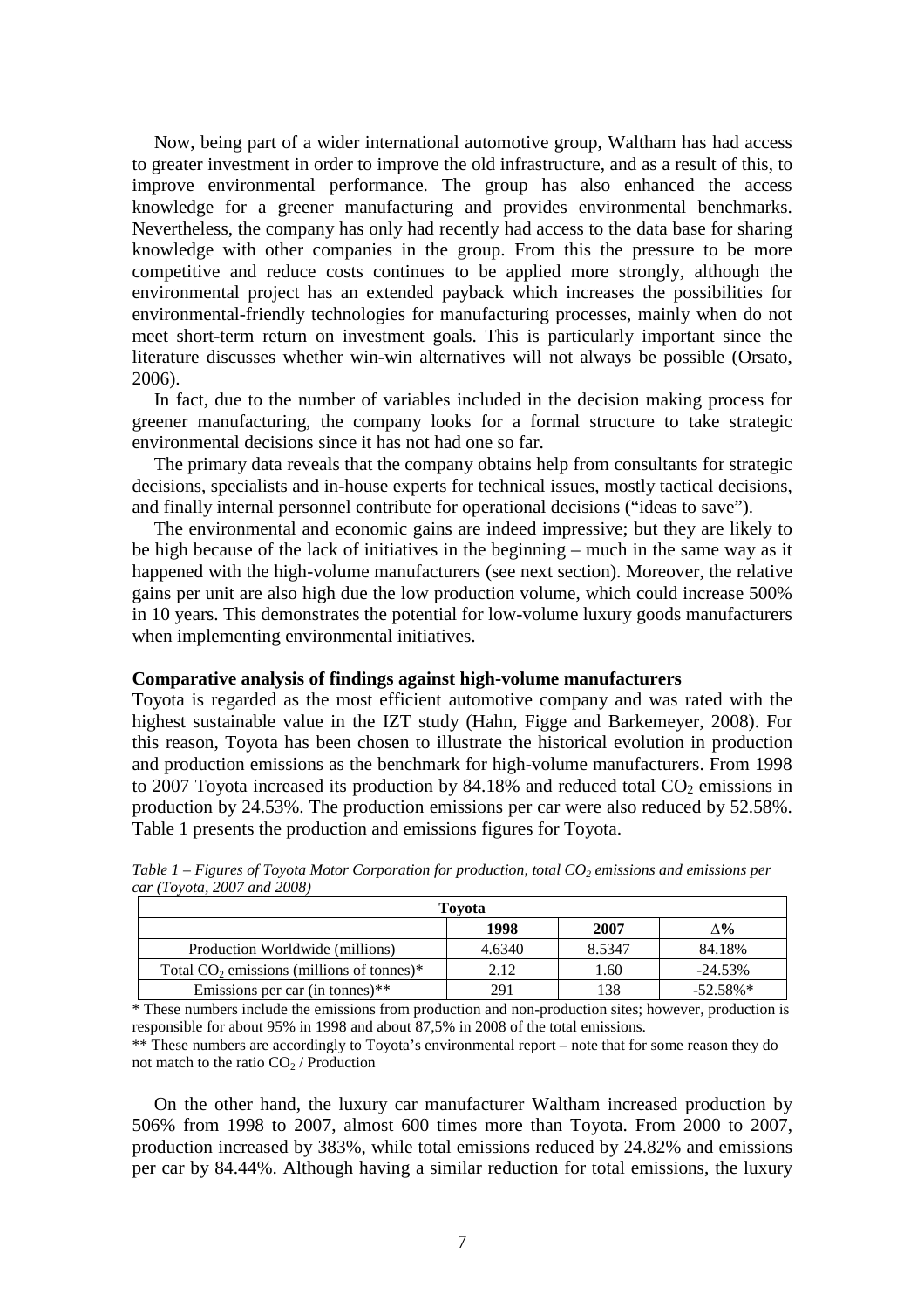Now, being part of a wider international automotive group, Waltham has had access to greater investment in order to improve the old infrastructure, and as a result of this, to improve environmental performance. The group has also enhanced the access knowledge for a greener manufacturing and provides environmental benchmarks. Nevertheless, the company has only had recently had access to the data base for sharing knowledge with other companies in the group. From this the pressure to be more competitive and reduce costs continues to be applied more strongly, although the environmental project has an extended payback which increases the possibilities for environmental-friendly technologies for manufacturing processes, mainly when do not meet short-term return on investment goals. This is particularly important since the literature discusses whether win-win alternatives will not always be possible (Orsato, 2006).

In fact, due to the number of variables included in the decision making process for greener manufacturing, the company looks for a formal structure to take strategic environmental decisions since it has not had one so far.

The primary data reveals that the company obtains help from consultants for strategic decisions, specialists and in-house experts for technical issues, mostly tactical decisions, and finally internal personnel contribute for operational decisions ("ideas to save").

The environmental and economic gains are indeed impressive; but they are likely to be high because of the lack of initiatives in the beginning – much in the same way as it happened with the high-volume manufacturers (see next section). Moreover, the relative gains per unit are also high due the low production volume, which could increase 500% in 10 years. This demonstrates the potential for low-volume luxury goods manufacturers when implementing environmental initiatives.

**Comparative analysis of findings against high-volume manufacturers**

Toyota is regarded as the most efficient automotive company and was rated with the highest sustainable value in the IZT study (Hahn, Figge and Barkemeyer, 2008). For this reason, Toyota has been chosen to illustrate the historical evolution in production and production emissions as the benchmark for high-volume manufacturers. From 1998 to 2007 Toyota increased its production by 84.18% and reduced total $CO_2$ emissions in production by 24.53%. The production emissions per car were also reduced by 52.58%. Table 1 presents the production and emissions figures for Toyota.

*Table 1 – Figures of Toyota Motor Corporation for production, total $CO_2$ emissions and emissions per car (Toyota, 2007 and 2008)*

| **Toyota** | | | |
|---|---|---|---|
| | **1998** | **2007** | **$\Delta$%** |
| Production Worldwide (millions) | 4.6340 | 8.5347 | 84.18% |
| Total $CO_2$ emissions (millions of tonnes)* | 2.12 | 1.60 | -24.53% |
| Emissions per car (in tonnes)** | 291 | 138 | -52.58%* |

\* These numbers include the emissions from production and non-production sites; however, production is responsible for about 95% in 1998 and about 87,5% in 2008 of the total emissions.

\** These numbers are accordingly to Toyota's environmental report – note that for some reason they do not match to the ratio $CO_2$ / Production

On the other hand, the luxury car manufacturer Waltham increased production by 506% from 1998 to 2007, almost 600 times more than Toyota. From 2000 to 2007, production increased by 383%, while total emissions reduced by 24.82% and emissions per car by 84.44%. Although having a similar reduction for total emissions, the luxury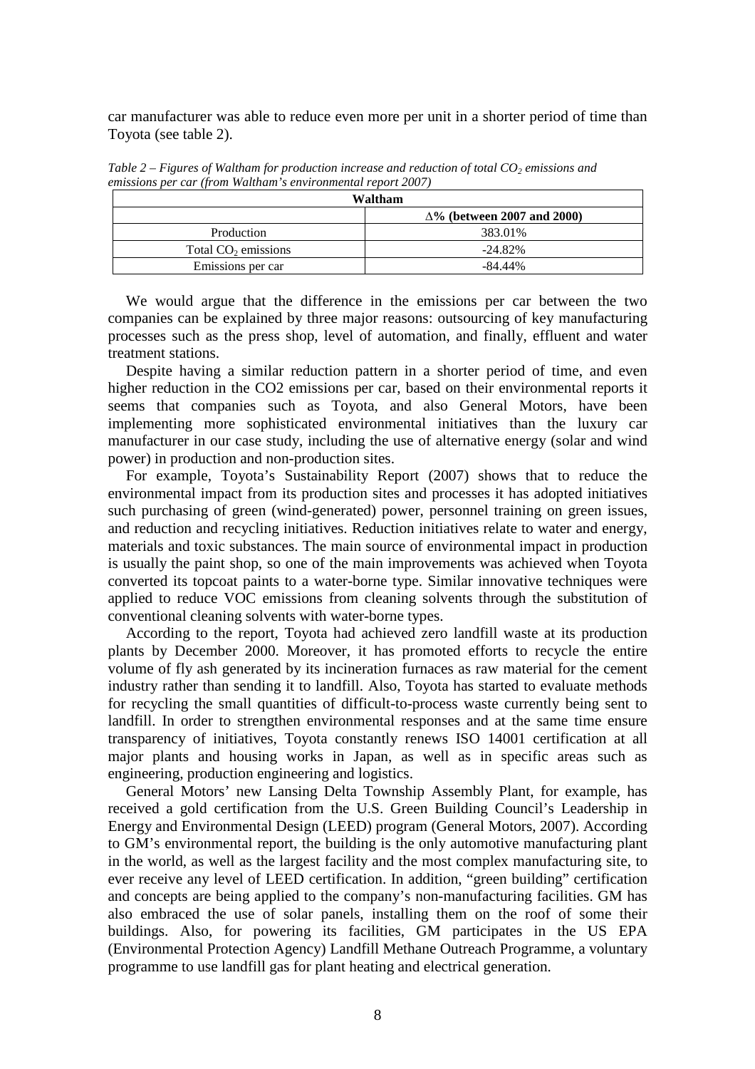car manufacturer was able to reduce even more per unit in a shorter period of time than Toyota (see table 2).

*Table 2 – Figures of Waltham for production increase and reduction of total $CO_2$ emissions and emissions per car (from Waltham's environmental report 2007)*

| **Waltham** | |
|---|---|
| | **∆% (between 2007 and 2000)** |
| Production | 383.01% |
| Total $CO_2$ emissions | -24.82% |
| Emissions per car | -84.44% |

We would argue that the difference in the emissions per car between the two companies can be explained by three major reasons: outsourcing of key manufacturing processes such as the press shop, level of automation, and finally, effluent and water treatment stations.

Despite having a similar reduction pattern in a shorter period of time, and even higher reduction in the CO2 emissions per car, based on their environmental reports it seems that companies such as Toyota, and also General Motors, have been implementing more sophisticated environmental initiatives than the luxury car manufacturer in our case study, including the use of alternative energy (solar and wind power) in production and non-production sites.

For example, Toyota's Sustainability Report (2007) shows that to reduce the environmental impact from its production sites and processes it has adopted initiatives such purchasing of green (wind-generated) power, personnel training on green issues, and reduction and recycling initiatives. Reduction initiatives relate to water and energy, materials and toxic substances. The main source of environmental impact in production is usually the paint shop, so one of the main improvements was achieved when Toyota converted its topcoat paints to a water-borne type. Similar innovative techniques were applied to reduce VOC emissions from cleaning solvents through the substitution of conventional cleaning solvents with water-borne types.

According to the report, Toyota had achieved zero landfill waste at its production plants by December 2000. Moreover, it has promoted efforts to recycle the entire volume of fly ash generated by its incineration furnaces as raw material for the cement industry rather than sending it to landfill. Also, Toyota has started to evaluate methods for recycling the small quantities of difficult-to-process waste currently being sent to landfill. In order to strengthen environmental responses and at the same time ensure transparency of initiatives, Toyota constantly renews ISO 14001 certification at all major plants and housing works in Japan, as well as in specific areas such as engineering, production engineering and logistics.

General Motors' new Lansing Delta Township Assembly Plant, for example, has received a gold certification from the U.S. Green Building Council's Leadership in Energy and Environmental Design (LEED) program (General Motors, 2007). According to GM's environmental report, the building is the only automotive manufacturing plant in the world, as well as the largest facility and the most complex manufacturing site, to ever receive any level of LEED certification. In addition, "green building" certification and concepts are being applied to the company's non-manufacturing facilities. GM has also embraced the use of solar panels, installing them on the roof of some their buildings. Also, for powering its facilities, GM participates in the US EPA (Environmental Protection Agency) Landfill Methane Outreach Programme, a voluntary programme to use landfill gas for plant heating and electrical generation.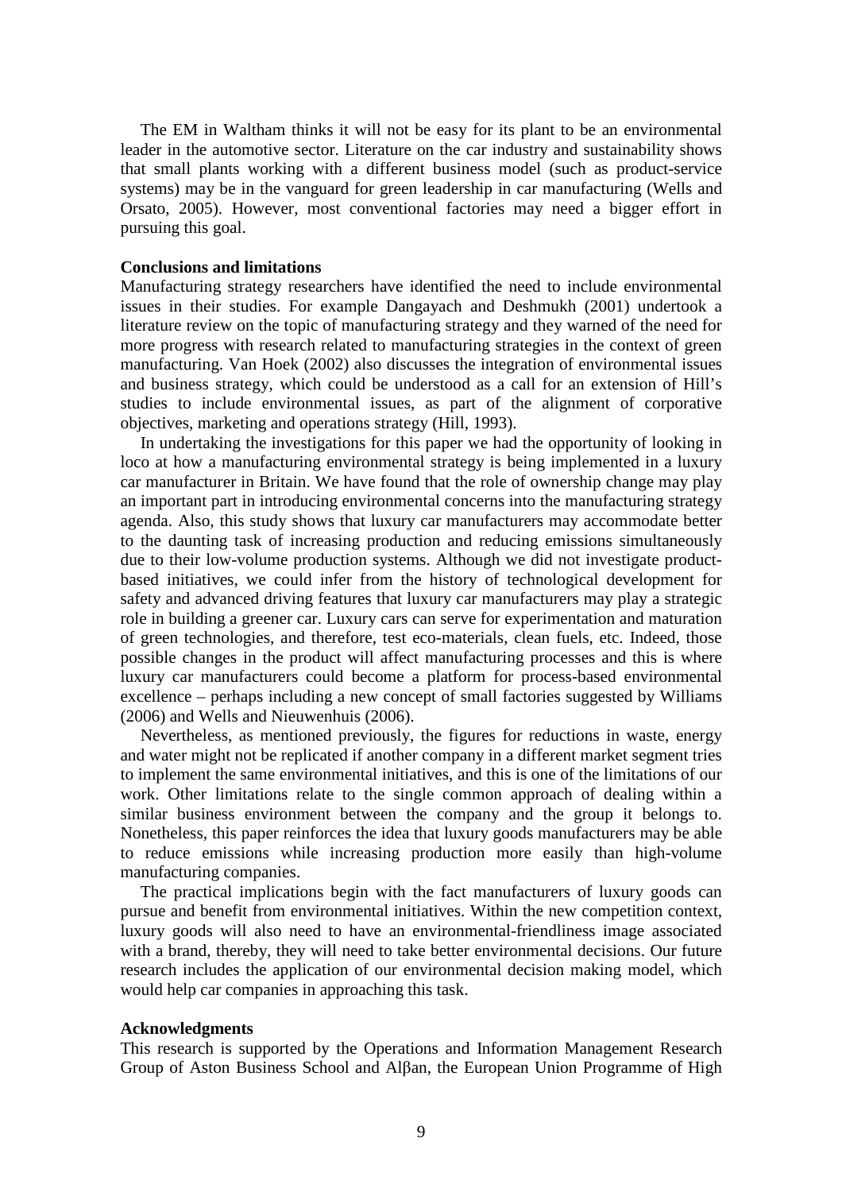The EM in Waltham thinks it will not be easy for its plant to be an environmental leader in the automotive sector. Literature on the car industry and sustainability shows that small plants working with a different business model (such as product-service systems) may be in the vanguard for green leadership in car manufacturing (Wells and Orsato, 2005). However, most conventional factories may need a bigger effort in pursuing this goal.

**Conclusions and limitations**

Manufacturing strategy researchers have identified the need to include environmental issues in their studies. For example Dangayach and Deshmukh (2001) undertook a literature review on the topic of manufacturing strategy and they warned of the need for more progress with research related to manufacturing strategies in the context of green manufacturing. Van Hoek (2002) also discusses the integration of environmental issues and business strategy, which could be understood as a call for an extension of Hill's studies to include environmental issues, as part of the alignment of corporative objectives, marketing and operations strategy (Hill, 1993).

In undertaking the investigations for this paper we had the opportunity of looking in loco at how a manufacturing environmental strategy is being implemented in a luxury car manufacturer in Britain. We have found that the role of ownership change may play an important part in introducing environmental concerns into the manufacturing strategy agenda. Also, this study shows that luxury car manufacturers may accommodate better to the daunting task of increasing production and reducing emissions simultaneously due to their low-volume production systems. Although we did not investigate product-based initiatives, we could infer from the history of technological development for safety and advanced driving features that luxury car manufacturers may play a strategic role in building a greener car. Luxury cars can serve for experimentation and maturation of green technologies, and therefore, test eco-materials, clean fuels, etc. Indeed, those possible changes in the product will affect manufacturing processes and this is where luxury car manufacturers could become a platform for process-based environmental excellence – perhaps including a new concept of small factories suggested by Williams (2006) and Wells and Nieuwenhuis (2006).

Nevertheless, as mentioned previously, the figures for reductions in waste, energy and water might not be replicated if another company in a different market segment tries to implement the same environmental initiatives, and this is one of the limitations of our work. Other limitations relate to the single common approach of dealing within a similar business environment between the company and the group it belongs to. Nonetheless, this paper reinforces the idea that luxury goods manufacturers may be able to reduce emissions while increasing production more easily than high-volume manufacturing companies.

The practical implications begin with the fact manufacturers of luxury goods can pursue and benefit from environmental initiatives. Within the new competition context, luxury goods will also need to have an environmental-friendliness image associated with a brand, thereby, they will need to take better environmental decisions. Our future research includes the application of our environmental decision making model, which would help car companies in approaching this task.

**Acknowledgments**

This research is supported by the Operations and Information Management Research Group of Aston Business School and Alβan, the European Union Programme of High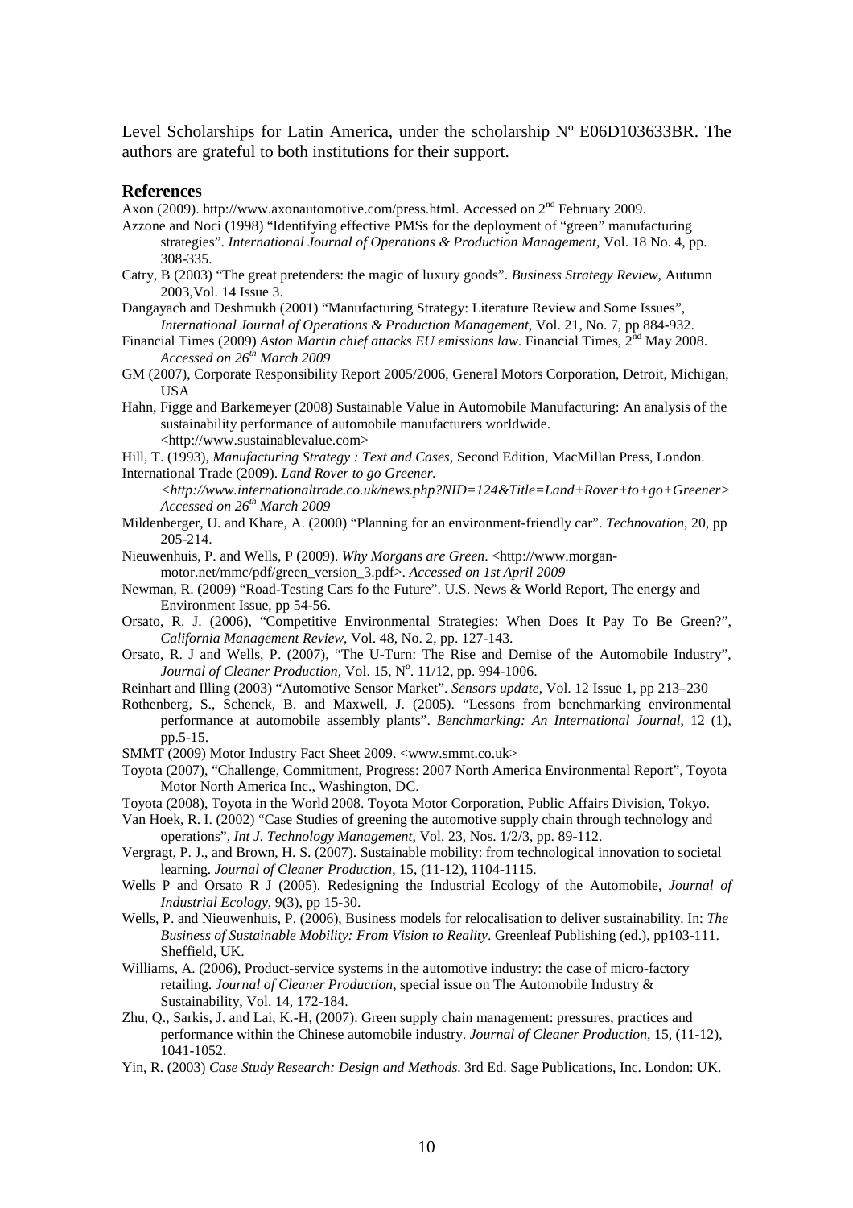Level Scholarships for Latin America, under the scholarship Nº E06D103633BR. The authors are grateful to both institutions for their support.

## References

Axon (2009). http://www.axonautomotive.com/press.html. Accessed on 2nd February 2009.

Azzone and Noci (1998) "Identifying effective PMSs for the deployment of "green" manufacturing strategies". *International Journal of Operations & Production Management*, Vol. 18 No. 4, pp. 308-335.

Catry, B (2003) "The great pretenders: the magic of luxury goods". *Business Strategy Review*, Autumn 2003,Vol. 14 Issue 3.

Dangayach and Deshmukh (2001) "Manufacturing Strategy: Literature Review and Some Issues", *International Journal of Operations & Production Management,* Vol. 21, No. 7, pp 884-932.

Financial Times (2009) *Aston Martin chief attacks EU emissions law*. Financial Times, 2nd May 2008. *Accessed on 26th March 2009*

GM (2007), Corporate Responsibility Report 2005/2006, General Motors Corporation, Detroit, Michigan, USA

Hahn, Figge and Barkemeyer (2008) Sustainable Value in Automobile Manufacturing: An analysis of the sustainability performance of automobile manufacturers worldwide. <http://www.sustainablevalue.com>

Hill, T. (1993), *Manufacturing Strategy : Text and Cases*, Second Edition, MacMillan Press, London.

International Trade (2009). *Land Rover to go Greener. <http://www.internationaltrade.co.uk/news.php?NID=124&Title=Land+Rover+to+go+Greener> Accessed on 26th March 2009*

Mildenberger, U. and Khare, A. (2000) "Planning for an environment-friendly car". *Technovation*, 20, pp 205-214.

Nieuwenhuis, P. and Wells, P (2009). *Why Morgans are Green*. <http://www.morgan-motor.net/mmc/pdf/green_version_3.pdf>. *Accessed on 1st April 2009*

Newman, R. (2009) "Road-Testing Cars fo the Future". U.S. News & World Report, The energy and Environment Issue, pp 54-56.

Orsato, R. J. (2006), "Competitive Environmental Strategies: When Does It Pay To Be Green?", *California Management Review*, Vol. 48, No. 2, pp. 127-143.

Orsato, R. J and Wells, P. (2007), "The U-Turn: The Rise and Demise of the Automobile Industry", *Journal of Cleaner Production*, Vol. 15, Nº. 11/12, pp. 994-1006.

Reinhart and Illing (2003) "Automotive Sensor Market". *Sensors update*, Vol. 12 Issue 1, pp 213–230

Rothenberg, S., Schenck, B. and Maxwell, J. (2005). "Lessons from benchmarking environmental performance at automobile assembly plants". *Benchmarking: An International Journal,* 12 (1), pp.5-15.

SMMT (2009) Motor Industry Fact Sheet 2009. <www.smmt.co.uk>

Toyota (2007), "Challenge, Commitment, Progress: 2007 North America Environmental Report", Toyota Motor North America Inc., Washington, DC.

Toyota (2008), Toyota in the World 2008. Toyota Motor Corporation, Public Affairs Division, Tokyo.

Van Hoek, R. I. (2002) "Case Studies of greening the automotive supply chain through technology and operations", *Int J. Technology Management,* Vol. 23, Nos. 1/2/3, pp. 89-112.

Vergragt, P. J., and Brown, H. S. (2007). Sustainable mobility: from technological innovation to societal learning. *Journal of Cleaner Production*, 15, (11-12), 1104-1115.

Wells P and Orsato R J (2005). Redesigning the Industrial Ecology of the Automobile, *Journal of Industrial Ecology*, 9(3), pp 15-30.

Wells, P. and Nieuwenhuis, P. (2006), Business models for relocalisation to deliver sustainability. In: *The Business of Sustainable Mobility: From Vision to Reality*. Greenleaf Publishing (ed.), pp103-111. Sheffield, UK.

Williams, A. (2006), Product-service systems in the automotive industry: the case of micro-factory retailing. *Journal of Cleaner Production*, special issue on The Automobile Industry & Sustainability, Vol. 14, 172-184.

Zhu, Q., Sarkis, J. and Lai, K.-H, (2007). Green supply chain management: pressures, practices and performance within the Chinese automobile industry. *Journal of Cleaner Production*, 15, (11-12), 1041-1052.

Yin, R. (2003) *Case Study Research: Design and Methods*. 3rd Ed. Sage Publications, Inc. London: UK.